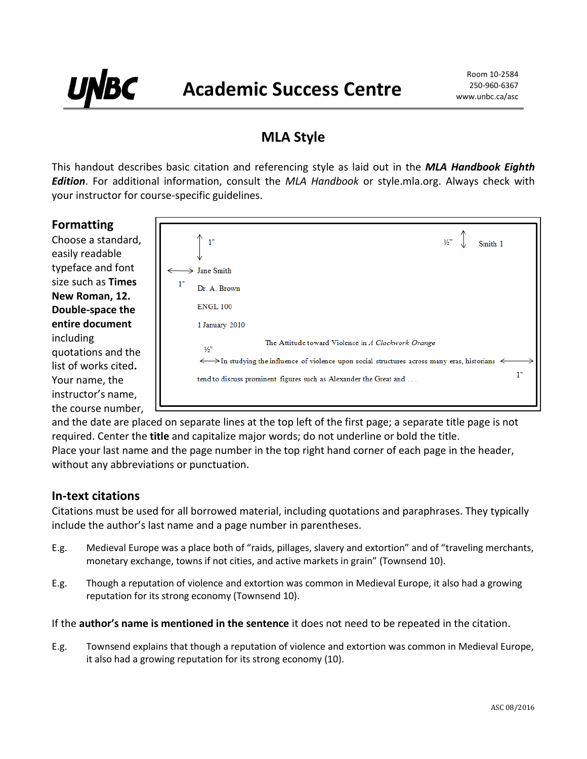# UNBC Academic Success Centre

Room 10-2584
250-960-6367
www.unbc.ca/asc

## MLA Style

This handout describes basic citation and referencing style as laid out in the ***MLA Handbook Eighth Edition***. For additional information, consult the *MLA Handbook* or style.mla.org. Always check with your instructor for course-specific guidelines.

### Formatting

Choose a standard, easily readable typeface and font size such as **Times New Roman, 12. Double-space the entire document** including quotations and the list of works cited**.** Your name, the instructor's name, the course number, and the date are placed on separate lines at the top left of the first page; a separate title page is not required. Center the **title** and capitalize major words; do not underline or bold the title.
Place your last name and the page number in the top right hand corner of each page in the header, without any abbreviations or punctuation.

```
1"                                              ½"      Smith 1

<--> Jane Smith
1"
     Dr. A. Brown

     ENGL 100

     1 January 2010

              The Attitude toward Violence in A Clockwork Orange
     ½"
<-->In studying the influence of violence upon social structures across many eras, historians <-->
                                                                                            1"
     tend to discuss prominent figures such as Alexander the Great and . . .
```

### In-text citations

Citations must be used for all borrowed material, including quotations and paraphrases. They typically include the author's last name and a page number in parentheses.

E.g. Medieval Europe was a place both of "raids, pillages, slavery and extortion" and of "traveling merchants, monetary exchange, towns if not cities, and active markets in grain" (Townsend 10).

E.g. Though a reputation of violence and extortion was common in Medieval Europe, it also had a growing reputation for its strong economy (Townsend 10).

If the **author's name is mentioned in the sentence** it does not need to be repeated in the citation.

E.g. Townsend explains that though a reputation of violence and extortion was common in Medieval Europe, it also had a growing reputation for its strong economy (10).

ASC 08/2016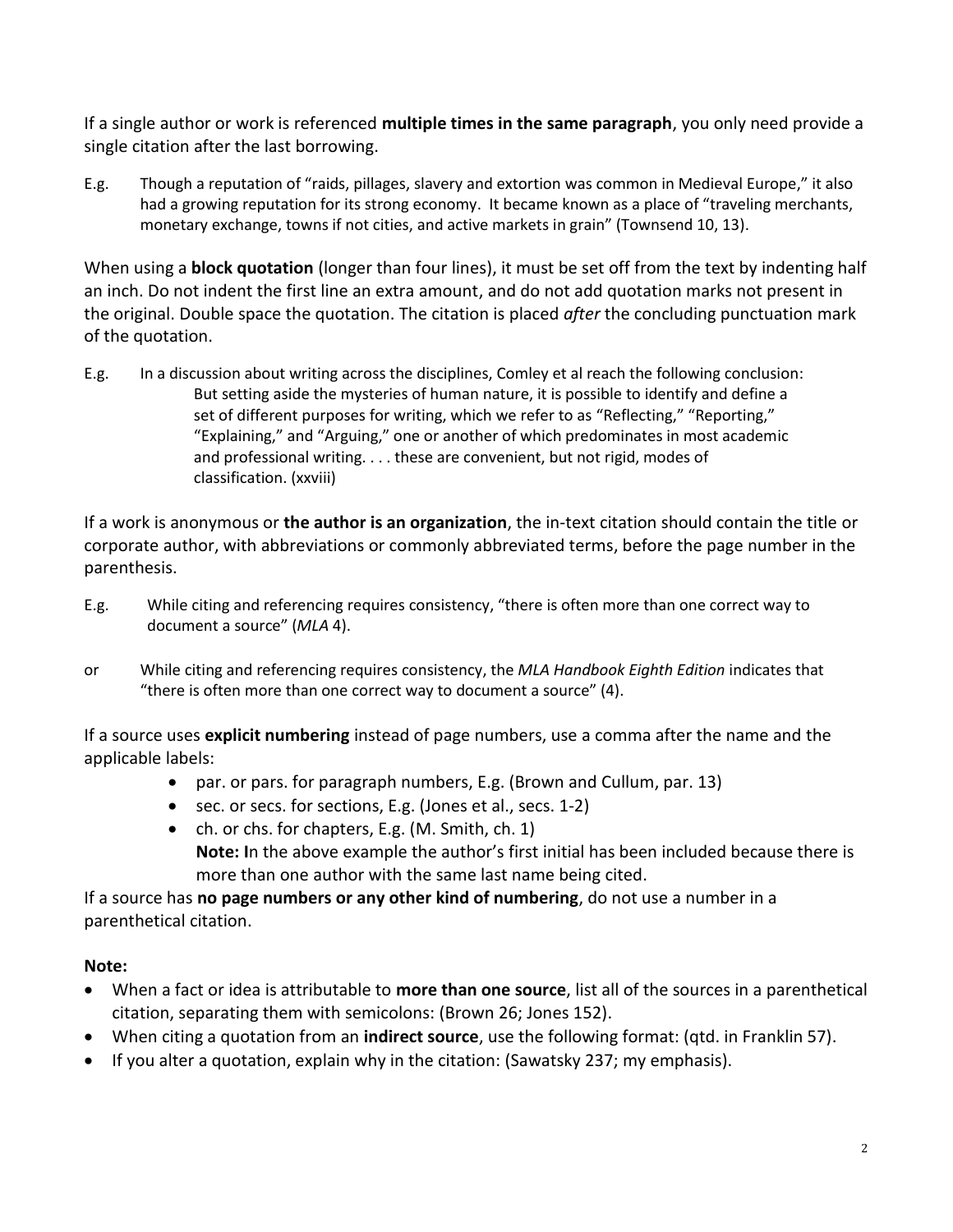If a single author or work is referenced **multiple times in the same paragraph**, you only need provide a single citation after the last borrowing.

E.g. Though a reputation of "raids, pillages, slavery and extortion was common in Medieval Europe," it also had a growing reputation for its strong economy. It became known as a place of "traveling merchants, monetary exchange, towns if not cities, and active markets in grain" (Townsend 10, 13).

When using a **block quotation** (longer than four lines), it must be set off from the text by indenting half an inch. Do not indent the first line an extra amount, and do not add quotation marks not present in the original. Double space the quotation. The citation is placed *after* the concluding punctuation mark of the quotation.

E.g. In a discussion about writing across the disciplines, Comley et al reach the following conclusion:

> But setting aside the mysteries of human nature, it is possible to identify and define a set of different purposes for writing, which we refer to as "Reflecting," "Reporting," "Explaining," and "Arguing," one or another of which predominates in most academic and professional writing. . . . these are convenient, but not rigid, modes of classification. (xxviii)

If a work is anonymous or **the author is an organization**, the in-text citation should contain the title or corporate author, with abbreviations or commonly abbreviated terms, before the page number in the parenthesis.

E.g. While citing and referencing requires consistency, "there is often more than one correct way to document a source" (*MLA* 4).

or While citing and referencing requires consistency, the *MLA Handbook Eighth Edition* indicates that "there is often more than one correct way to document a source" (4).

If a source uses **explicit numbering** instead of page numbers, use a comma after the name and the applicable labels:

- par. or pars. for paragraph numbers, E.g. (Brown and Cullum, par. 13)
- sec. or secs. for sections, E.g. (Jones et al., secs. 1-2)
- ch. or chs. for chapters, E.g. (M. Smith, ch. 1)
  **Note: I**n the above example the author's first initial has been included because there is more than one author with the same last name being cited.

If a source has **no page numbers or any other kind of numbering**, do not use a number in a parenthetical citation.

**Note:**

- When a fact or idea is attributable to **more than one source**, list all of the sources in a parenthetical citation, separating them with semicolons: (Brown 26; Jones 152).
- When citing a quotation from an **indirect source**, use the following format: (qtd. in Franklin 57).
- If you alter a quotation, explain why in the citation: (Sawatsky 237; my emphasis).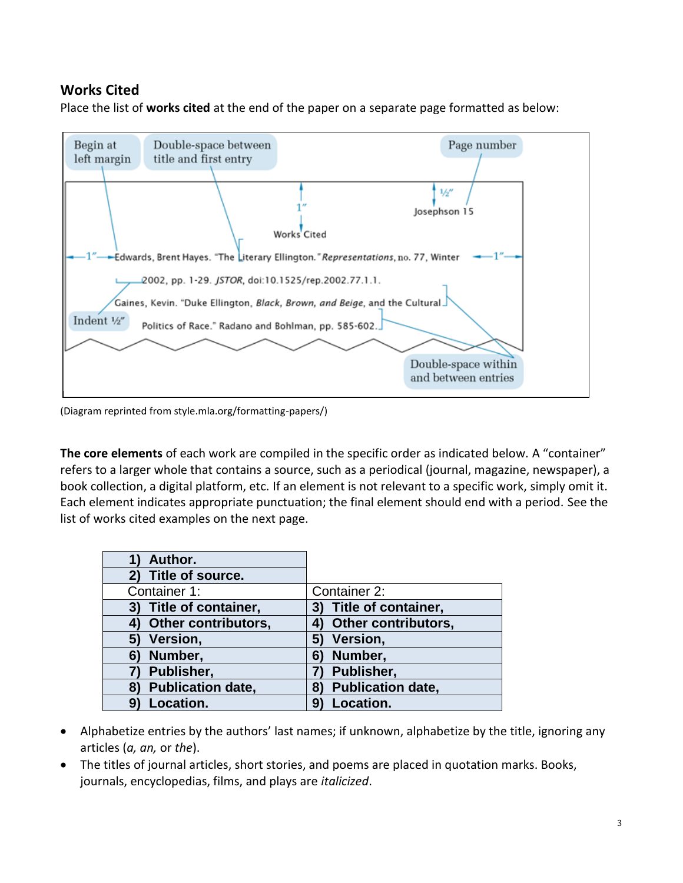## Works Cited

Place the list of **works cited** at the end of the paper on a separate page formatted as below:

Begin at left margin

Double-space between title and first entry

Page number

1"

½"

Josephson 15

Works Cited

1" Edwards, Brent Hayes. "The Literary Ellington." *Representations*, no. 77, Winter 1"

2002, pp. 1-29. *JSTOR*, doi:10.1525/rep.2002.77.1.1.

Gaines, Kevin. "Duke Ellington, *Black, Brown, and Beige*, and the Cultural

Indent ½"

Politics of Race." Radano and Bohlman, pp. 585-602.

Double-space within and between entries

(Diagram reprinted from style.mla.org/formatting-papers/)

**The core elements** of each work are compiled in the specific order as indicated below. A "container" refers to a larger whole that contains a source, such as a periodical (journal, magazine, newspaper), a book collection, a digital platform, etc. If an element is not relevant to a specific work, simply omit it. Each element indicates appropriate punctuation; the final element should end with a period. See the list of works cited examples on the next page.

| | |
|---|---|
| **1) Author.** | |
| **2) Title of source.** | |
| Container 1: | Container 2: |
| **3) Title of container,** | **3) Title of container,** |
| **4) Other contributors,** | **4) Other contributors,** |
| **5) Version,** | **5) Version,** |
| **6) Number,** | **6) Number,** |
| **7) Publisher,** | **7) Publisher,** |
| **8) Publication date,** | **8) Publication date,** |
| **9) Location.** | **9) Location.** |

- Alphabetize entries by the authors' last names; if unknown, alphabetize by the title, ignoring any articles (*a, an,* or *the*).
- The titles of journal articles, short stories, and poems are placed in quotation marks. Books, journals, encyclopedias, films, and plays are *italicized*.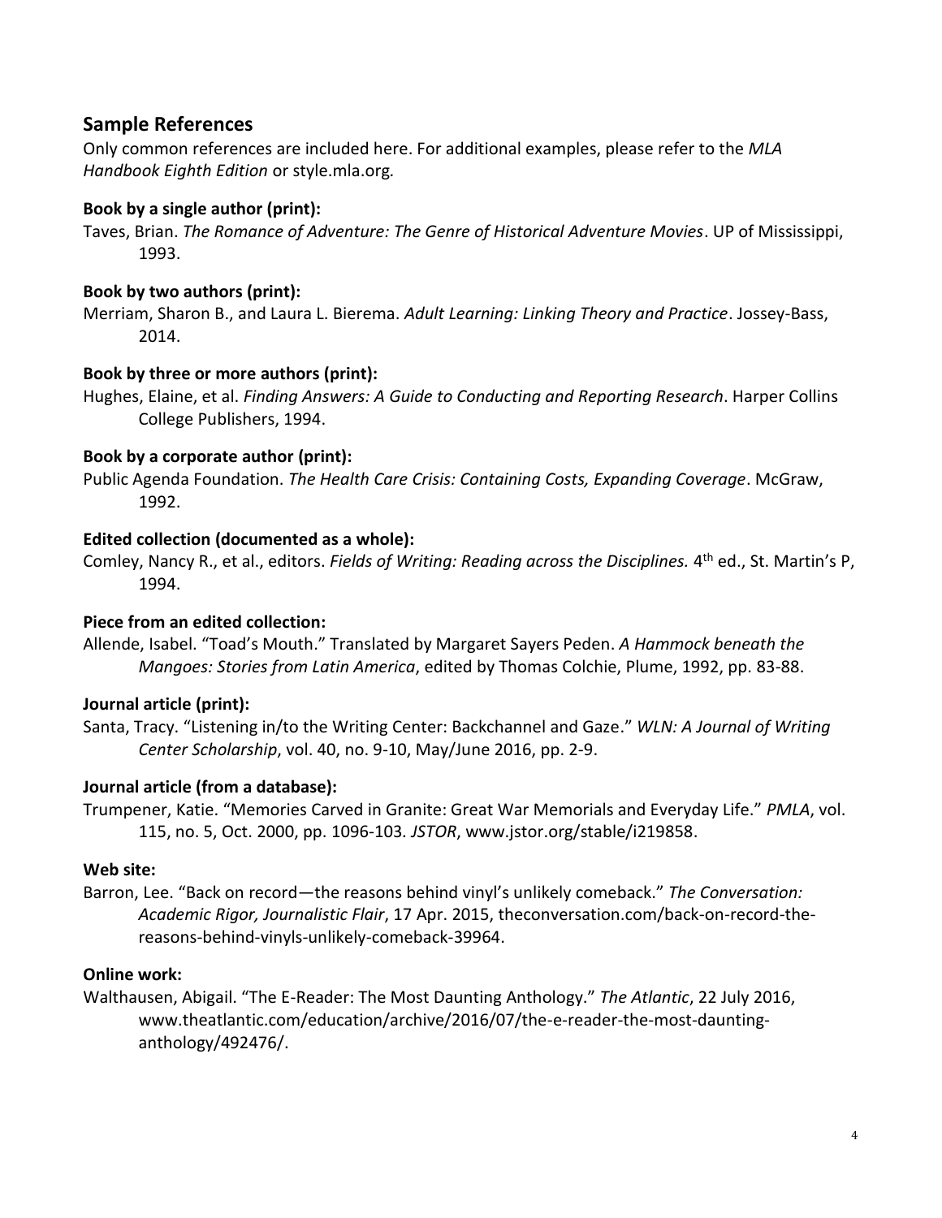## Sample References

Only common references are included here. For additional examples, please refer to the *MLA Handbook Eighth Edition* or style.mla.org*.*

**Book by a single author (print):**

Taves, Brian. *The Romance of Adventure: The Genre of Historical Adventure Movies*. UP of Mississippi, 1993.

**Book by two authors (print):**

Merriam, Sharon B., and Laura L. Bierema. *Adult Learning: Linking Theory and Practice*. Jossey-Bass, 2014.

**Book by three or more authors (print):**

Hughes, Elaine, et al. *Finding Answers: A Guide to Conducting and Reporting Research*. Harper Collins College Publishers, 1994.

**Book by a corporate author (print):**

Public Agenda Foundation. *The Health Care Crisis: Containing Costs, Expanding Coverage*. McGraw, 1992.

**Edited collection (documented as a whole):**

Comley, Nancy R., et al., editors. *Fields of Writing: Reading across the Disciplines.* 4th ed., St. Martin's P, 1994.

**Piece from an edited collection:**

Allende, Isabel. "Toad's Mouth." Translated by Margaret Sayers Peden. *A Hammock beneath the Mangoes: Stories from Latin America*, edited by Thomas Colchie, Plume, 1992, pp. 83-88.

**Journal article (print):**

Santa, Tracy. "Listening in/to the Writing Center: Backchannel and Gaze." *WLN: A Journal of Writing Center Scholarship*, vol. 40, no. 9-10, May/June 2016, pp. 2-9.

**Journal article (from a database):**

Trumpener, Katie. "Memories Carved in Granite: Great War Memorials and Everyday Life." *PMLA*, vol. 115, no. 5, Oct. 2000, pp. 1096-103*. JSTOR*, www.jstor.org/stable/i219858.

**Web site:**

Barron, Lee. "Back on record—the reasons behind vinyl's unlikely comeback." *The Conversation: Academic Rigor, Journalistic Flair*, 17 Apr. 2015, theconversation.com/back-on-record-the-reasons-behind-vinyls-unlikely-comeback-39964.

**Online work:**

Walthausen, Abigail. "The E-Reader: The Most Daunting Anthology." *The Atlantic*, 22 July 2016, www.theatlantic.com/education/archive/2016/07/the-e-reader-the-most-daunting-anthology/492476/.